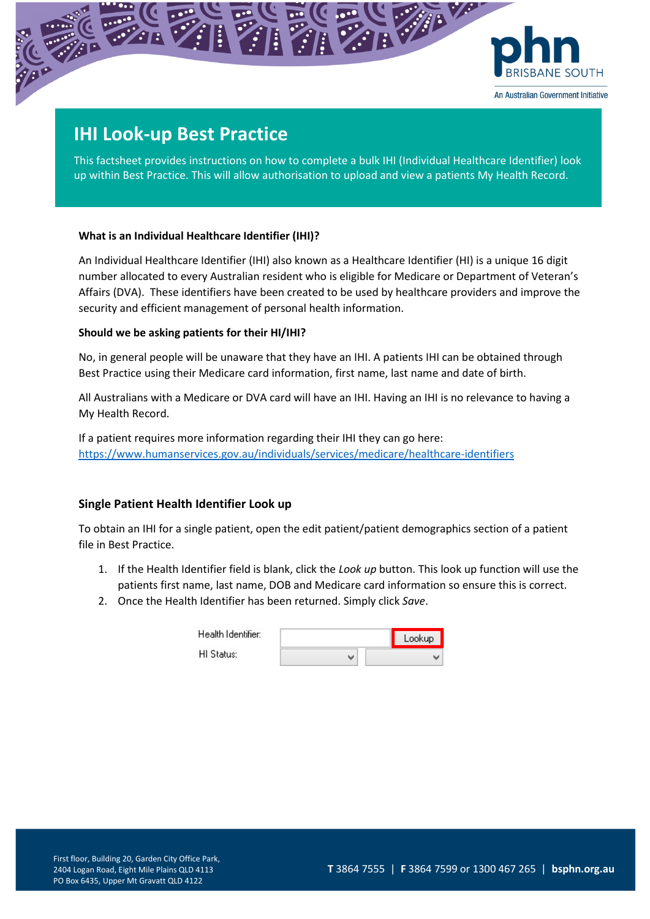# IHI Look-up Best Practice

This factsheet provides instructions on how to complete a bulk IHI (Individual Healthcare Identifier) look up within Best Practice. This will allow authorisation to upload and view a patients My Health Record.

**What is an Individual Healthcare Identifier (IHI)?**

An Individual Healthcare Identifier (IHI) also known as a Healthcare Identifier (HI) is a unique 16 digit number allocated to every Australian resident who is eligible for Medicare or Department of Veteran's Affairs (DVA). These identifiers have been created to be used by healthcare providers and improve the security and efficient management of personal health information.

**Should we be asking patients for their HI/IHI?**

No, in general people will be unaware that they have an IHI. A patients IHI can be obtained through Best Practice using their Medicare card information, first name, last name and date of birth.

All Australians with a Medicare or DVA card will have an IHI. Having an IHI is no relevance to having a My Health Record.

If a patient requires more information regarding their IHI they can go here: https://www.humanservices.gov.au/individuals/services/medicare/healthcare-identifiers

## Single Patient Health Identifier Look up

To obtain an IHI for a single patient, open the edit patient/patient demographics section of a patient file in Best Practice.

1. If the Health Identifier field is blank, click the *Look up* button. This look up function will use the patients first name, last name, DOB and Medicare card information so ensure this is correct.
2. Once the Health Identifier has been returned. Simply click *Save*.

Health Identifier: [ ] Lookup
HI Status: [ ] [ ]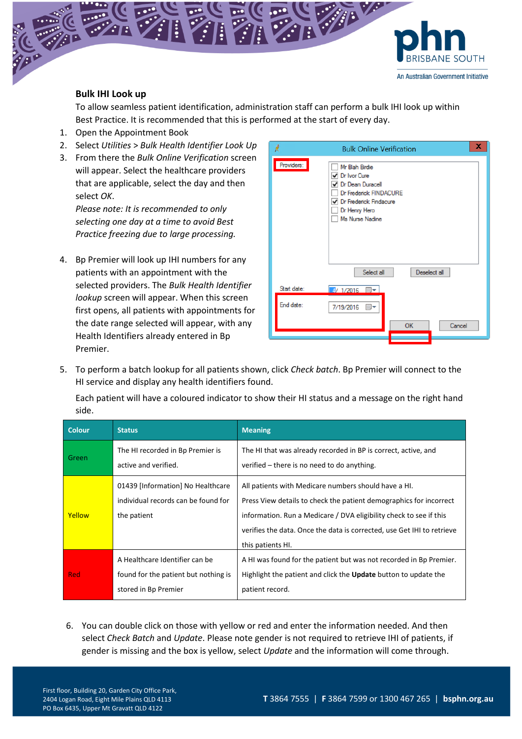## Bulk IHI Look up

To allow seamless patient identification, administration staff can perform a bulk IHI look up within Best Practice. It is recommended that this is performed at the start of every day.

1. Open the Appointment Book
2. Select *Utilities > Bulk Health Identifier Look Up*
3. From there the *Bulk Online Verification* screen will appear. Select the healthcare providers that are applicable, select the day and then select *OK*.
   *Please note: It is recommended to only selecting one day at a time to avoid Best Practice freezing due to large processing.*
4. Bp Premier will look up IHI numbers for any patients with an appointment with the selected providers. The *Bulk Health Identifier lookup* screen will appear. When this screen first opens, all patients with appointments for the date range selected will appear, with any Health Identifiers already entered in Bp Premier.
5. To perform a batch lookup for all patients shown, click *Check batch*. Bp Premier will connect to the HI service and display any health identifiers found.

   Each patient will have a coloured indicator to show their HI status and a message on the right hand side.

| Colour | Status | Meaning |
|---|---|---|
| Green | The HI recorded in Bp Premier is active and verified. | The HI that was already recorded in BP is correct, active, and verified – there is no need to do anything. |
| Yellow | 01439 [Information] No Healthcare individual records can be found for the patient | All patients with Medicare numbers should have a HI. Press View details to check the patient demographics for incorrect information. Run a Medicare / DVA eligibility check to see if this verifies the data. Once the data is corrected, use Get IHI to retrieve this patients HI. |
| Red | A Healthcare Identifier can be found for the patient but nothing is stored in Bp Premier | A HI was found for the patient but was not recorded in Bp Premier. Highlight the patient and click the **Update** button to update the patient record. |

6. You can double click on those with yellow or red and enter the information needed. And then select *Check Batch* and *Update*. Please note gender is not required to retrieve IHI of patients, if gender is missing and the box is yellow, select *Update* and the information will come through.